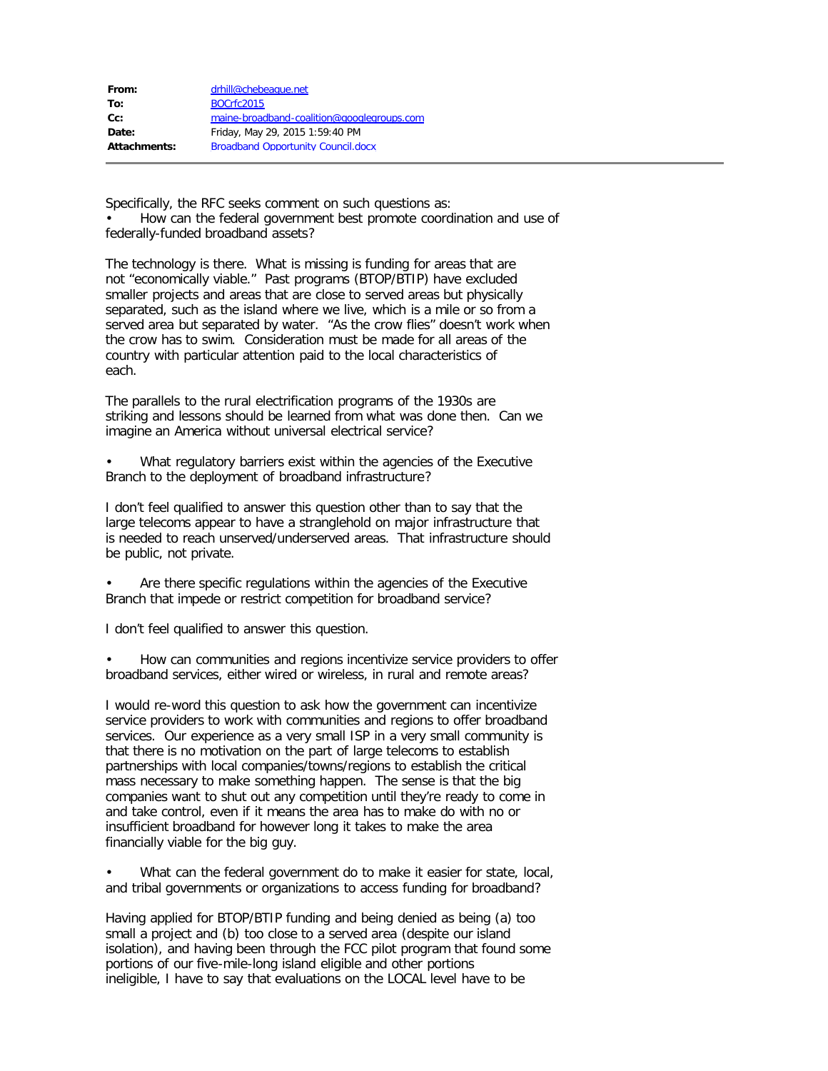| | |
|---|---|
| **From:** | drhill@chebeague.net |
| **To:** | BOCrfc2015 |
| **Cc:** | maine-broadband-coalition@googlegroups.com |
| **Date:** | Friday, May 29, 2015 1:59:40 PM |
| **Attachments:** | Broadband Opportunity Council.docx |

Specifically, the RFC seeks comment on such questions as:

• How can the federal government best promote coordination and use of federally-funded broadband assets?

The technology is there. What is missing is funding for areas that are not "economically viable." Past programs (BTOP/BTIP) have excluded smaller projects and areas that are close to served areas but physically separated, such as the island where we live, which is a mile or so from a served area but separated by water. "As the crow flies" doesn't work when the crow has to swim. Consideration must be made for all areas of the country with particular attention paid to the local characteristics of each.

The parallels to the rural electrification programs of the 1930s are striking and lessons should be learned from what was done then. Can we imagine an America without universal electrical service?

• What regulatory barriers exist within the agencies of the Executive Branch to the deployment of broadband infrastructure?

I don't feel qualified to answer this question other than to say that the large telecoms appear to have a stranglehold on major infrastructure that is needed to reach unserved/underserved areas. That infrastructure should be public, not private.

• Are there specific regulations within the agencies of the Executive Branch that impede or restrict competition for broadband service?

I don't feel qualified to answer this question.

• How can communities and regions incentivize service providers to offer broadband services, either wired or wireless, in rural and remote areas?

I would re-word this question to ask how the government can incentivize service providers to work with communities and regions to offer broadband services. Our experience as a very small ISP in a very small community is that there is no motivation on the part of large telecoms to establish partnerships with local companies/towns/regions to establish the critical mass necessary to make something happen. The sense is that the big companies want to shut out any competition until they're ready to come in and take control, even if it means the area has to make do with no or insufficient broadband for however long it takes to make the area financially viable for the big guy.

• What can the federal government do to make it easier for state, local, and tribal governments or organizations to access funding for broadband?

Having applied for BTOP/BTIP funding and being denied as being (a) too small a project and (b) too close to a served area (despite our island isolation), and having been through the FCC pilot program that found some portions of our five-mile-long island eligible and other portions ineligible, I have to say that evaluations on the LOCAL level have to be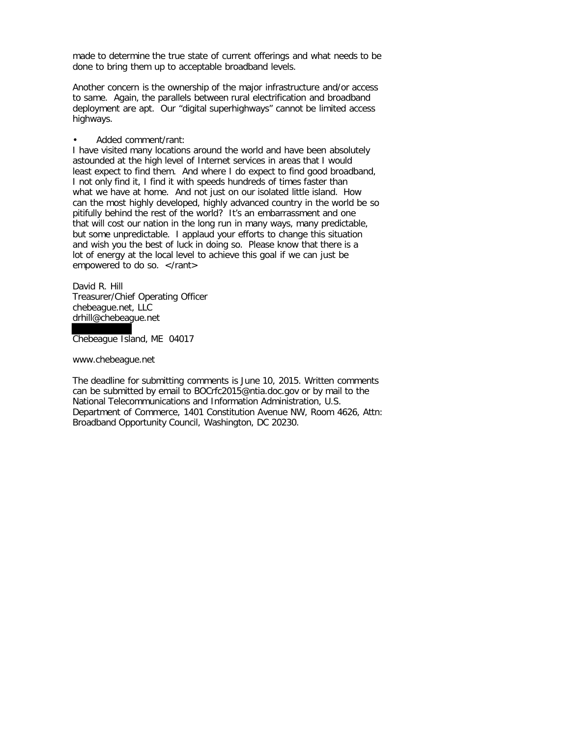made to determine the true state of current offerings and what needs to be done to bring them up to acceptable broadband levels.

Another concern is the ownership of the major infrastructure and/or access to same. Again, the parallels between rural electrification and broadband deployment are apt. Our "digital superhighways" cannot be limited access highways.

- Added comment/rant:

I have visited many locations around the world and have been absolutely astounded at the high level of Internet services in areas that I would least expect to find them. And where I do expect to find good broadband, I not only find it, I find it with speeds hundreds of times faster than what we have at home. And not just on our isolated little island. How can the most highly developed, highly advanced country in the world be so pitifully behind the rest of the world? It's an embarrassment and one that will cost our nation in the long run in many ways, many predictable, but some unpredictable. I applaud your efforts to change this situation and wish you the best of luck in doing so. Please know that there is a lot of energy at the local level to achieve this goal if we can just be empowered to do so. </rant>

David R. Hill
Treasurer/Chief Operating Officer
chebeague.net, LLC
drhill@chebeague.net

Chebeague Island, ME 04017

www.chebeague.net

The deadline for submitting comments is June 10, 2015. Written comments can be submitted by email to BOCrfc2015@ntia.doc.gov or by mail to the National Telecommunications and Information Administration, U.S. Department of Commerce, 1401 Constitution Avenue NW, Room 4626, Attn: Broadband Opportunity Council, Washington, DC 20230.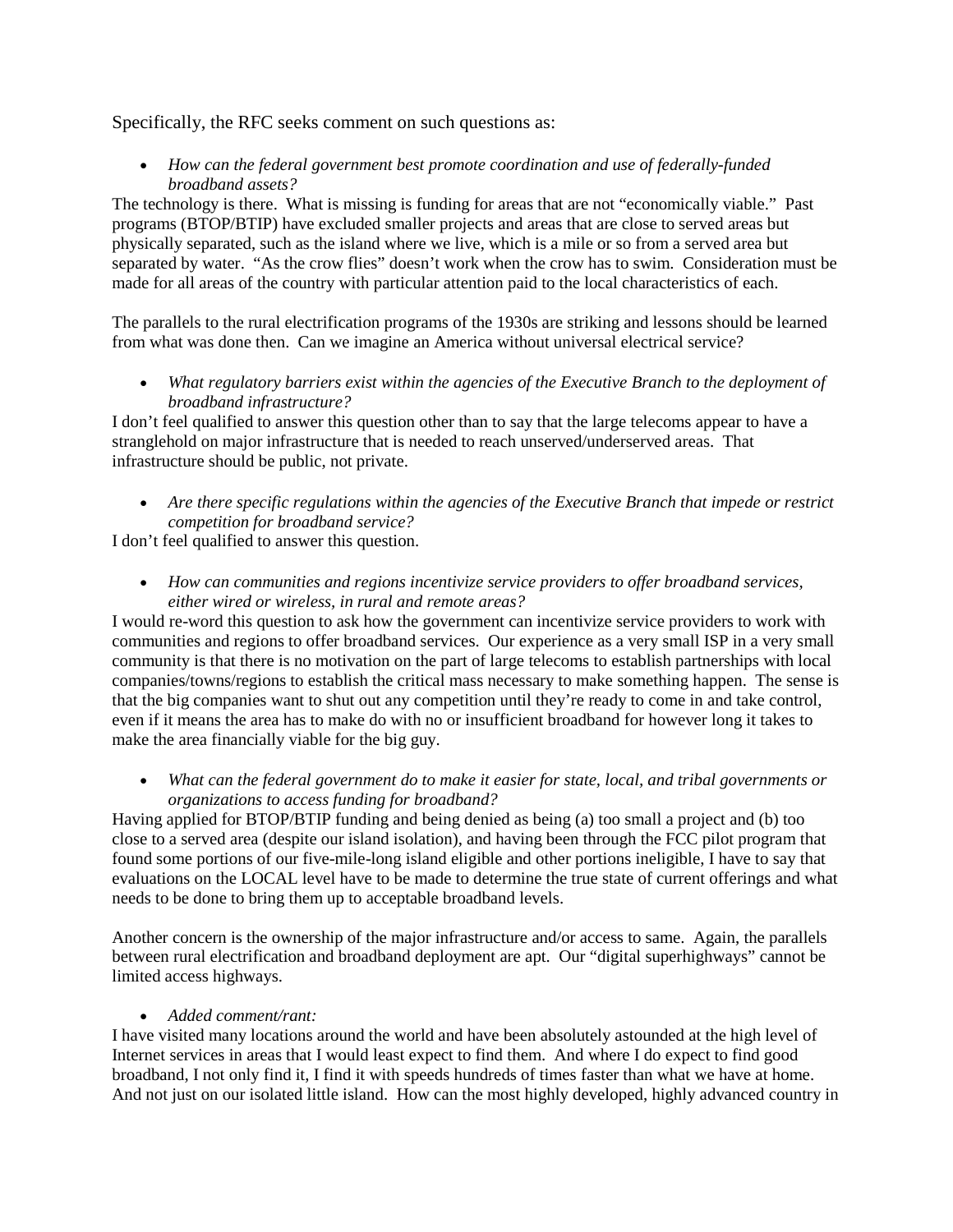Specifically, the RFC seeks comment on such questions as:

- *How can the federal government best promote coordination and use of federally-funded broadband assets?*

The technology is there. What is missing is funding for areas that are not "economically viable." Past programs (BTOP/BTIP) have excluded smaller projects and areas that are close to served areas but physically separated, such as the island where we live, which is a mile or so from a served area but separated by water. "As the crow flies" doesn't work when the crow has to swim. Consideration must be made for all areas of the country with particular attention paid to the local characteristics of each.

The parallels to the rural electrification programs of the 1930s are striking and lessons should be learned from what was done then. Can we imagine an America without universal electrical service?

- *What regulatory barriers exist within the agencies of the Executive Branch to the deployment of broadband infrastructure?*

I don't feel qualified to answer this question other than to say that the large telecoms appear to have a stranglehold on major infrastructure that is needed to reach unserved/underserved areas. That infrastructure should be public, not private.

- *Are there specific regulations within the agencies of the Executive Branch that impede or restrict competition for broadband service?*

I don't feel qualified to answer this question.

- *How can communities and regions incentivize service providers to offer broadband services, either wired or wireless, in rural and remote areas?*

I would re-word this question to ask how the government can incentivize service providers to work with communities and regions to offer broadband services. Our experience as a very small ISP in a very small community is that there is no motivation on the part of large telecoms to establish partnerships with local companies/towns/regions to establish the critical mass necessary to make something happen. The sense is that the big companies want to shut out any competition until they're ready to come in and take control, even if it means the area has to make do with no or insufficient broadband for however long it takes to make the area financially viable for the big guy.

- *What can the federal government do to make it easier for state, local, and tribal governments or organizations to access funding for broadband?*

Having applied for BTOP/BTIP funding and being denied as being (a) too small a project and (b) too close to a served area (despite our island isolation), and having been through the FCC pilot program that found some portions of our five-mile-long island eligible and other portions ineligible, I have to say that evaluations on the LOCAL level have to be made to determine the true state of current offerings and what needs to be done to bring them up to acceptable broadband levels.

Another concern is the ownership of the major infrastructure and/or access to same. Again, the parallels between rural electrification and broadband deployment are apt. Our "digital superhighways" cannot be limited access highways.

- *Added comment/rant:*

I have visited many locations around the world and have been absolutely astounded at the high level of Internet services in areas that I would least expect to find them. And where I do expect to find good broadband, I not only find it, I find it with speeds hundreds of times faster than what we have at home. And not just on our isolated little island. How can the most highly developed, highly advanced country in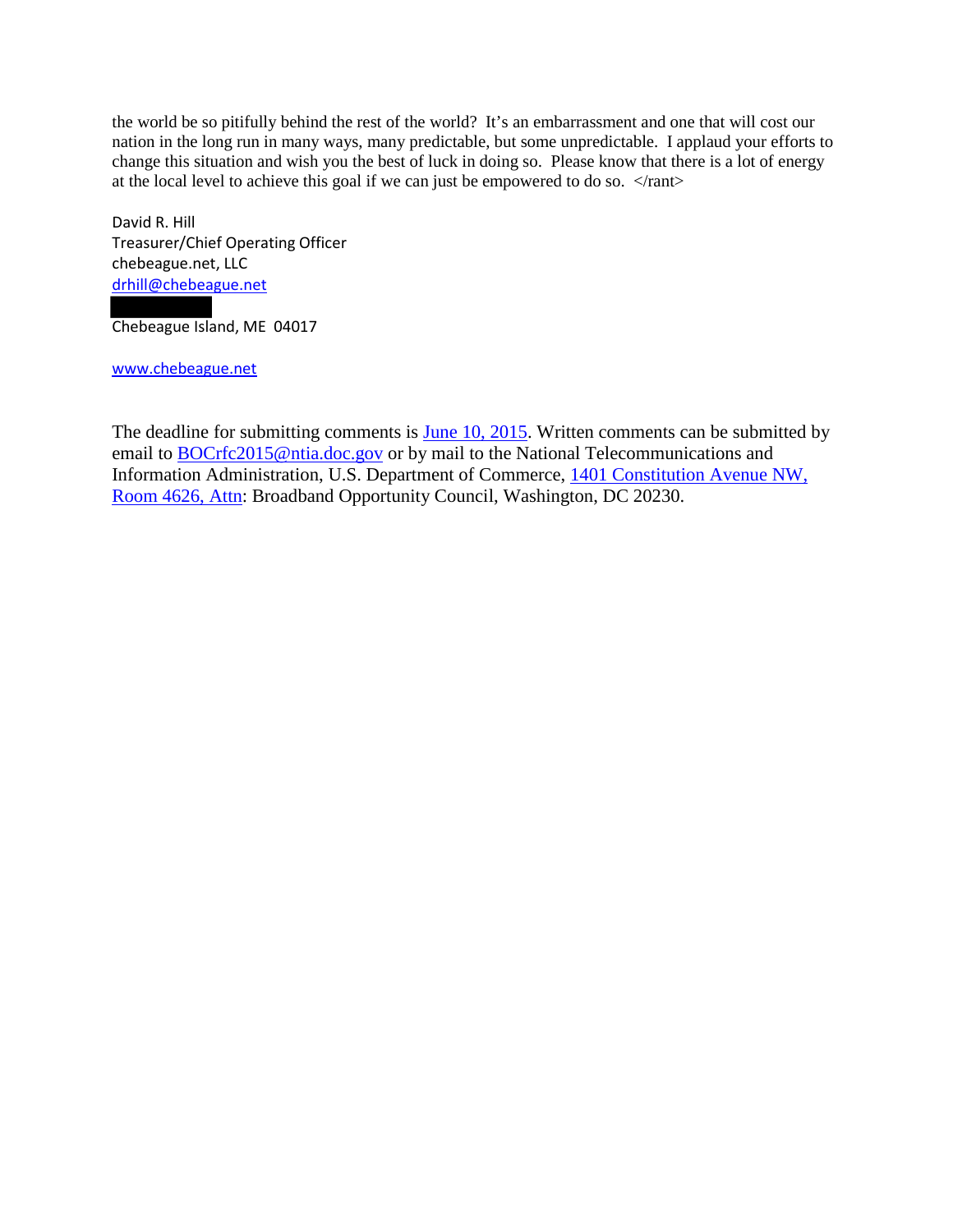the world be so pitifully behind the rest of the world? It's an embarrassment and one that will cost our nation in the long run in many ways, many predictable, but some unpredictable. I applaud your efforts to change this situation and wish you the best of luck in doing so. Please know that there is a lot of energy at the local level to achieve this goal if we can just be empowered to do so. </rant>

David R. Hill
Treasurer/Chief Operating Officer
chebeague.net, LLC
drhill@chebeague.net

Chebeague Island, ME 04017

www.chebeague.net

The deadline for submitting comments is June 10, 2015. Written comments can be submitted by email to BOCrfc2015@ntia.doc.gov or by mail to the National Telecommunications and Information Administration, U.S. Department of Commerce, 1401 Constitution Avenue NW, Room 4626, Attn: Broadband Opportunity Council, Washington, DC 20230.